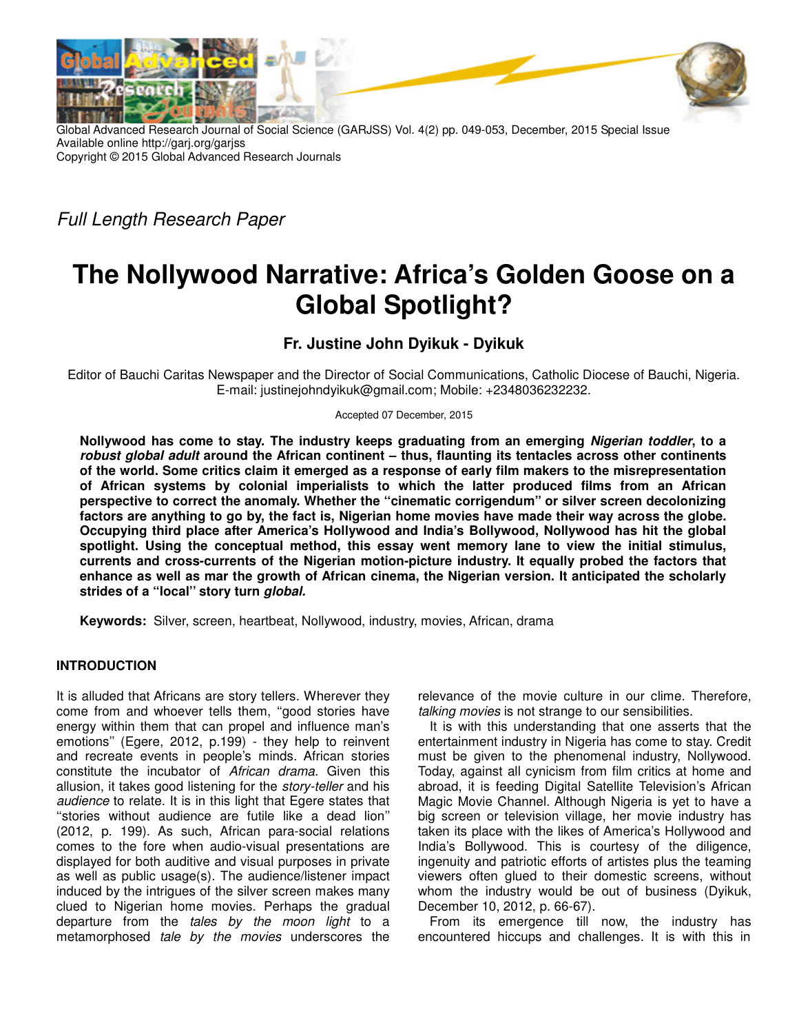Full Length Research Paper

# The Nollywood Narrative: Africa's Golden Goose on a Global Spotlight?

## Fr. Justine John Dyikuk - Dyikuk

Editor of Bauchi Caritas Newspaper and the Director of Social Communications, Catholic Diocese of Bauchi, Nigeria. E-mail: justinejohndyikuk@gmail.com; Mobile: +2348036232232.

Accepted 07 December, 2015

**Nollywood has come to stay. The industry keeps graduating from an emerging *Nigerian toddler*, to a *robust global adult* around the African continent – thus, flaunting its tentacles across other continents of the world. Some critics claim it emerged as a response of early film makers to the misrepresentation of African systems by colonial imperialists to which the latter produced films from an African perspective to correct the anomaly. Whether the "cinematic corrigendum" or silver screen decolonizing factors are anything to go by, the fact is, Nigerian home movies have made their way across the globe. Occupying third place after America's Hollywood and India's Bollywood, Nollywood has hit the global spotlight. Using the conceptual method, this essay went memory lane to view the initial stimulus, currents and cross-currents of the Nigerian motion-picture industry. It equally probed the factors that enhance as well as mar the growth of African cinema, the Nigerian version. It anticipated the scholarly strides of a "local" story turn *global.***

**Keywords:** Silver, screen, heartbeat, Nollywood, industry, movies, African, drama

## INTRODUCTION

It is alluded that Africans are story tellers. Wherever they come from and whoever tells them, "good stories have energy within them that can propel and influence man's emotions" (Egere, 2012, p.199) - they help to reinvent and recreate events in people's minds. African stories constitute the incubator of *African drama*. Given this allusion, it takes good listening for the *story-teller* and his *audience* to relate. It is in this light that Egere states that "stories without audience are futile like a dead lion" (2012, p. 199). As such, African para-social relations comes to the fore when audio-visual presentations are displayed for both auditive and visual purposes in private as well as public usage(s). The audience/listener impact induced by the intrigues of the silver screen makes many clued to Nigerian home movies. Perhaps the gradual departure from the *tales by the moon light* to a metamorphosed *tale by the movies* underscores the relevance of the movie culture in our clime. Therefore, *talking movies* is not strange to our sensibilities.

It is with this understanding that one asserts that the entertainment industry in Nigeria has come to stay. Credit must be given to the phenomenal industry, Nollywood. Today, against all cynicism from film critics at home and abroad, it is feeding Digital Satellite Television's African Magic Movie Channel. Although Nigeria is yet to have a big screen or television village, her movie industry has taken its place with the likes of America's Hollywood and India's Bollywood. This is courtesy of the diligence, ingenuity and patriotic efforts of artistes plus the teaming viewers often glued to their domestic screens, without whom the industry would be out of business (Dyikuk, December 10, 2012, p. 66-67).

From its emergence till now, the industry has encountered hiccups and challenges. It is with this in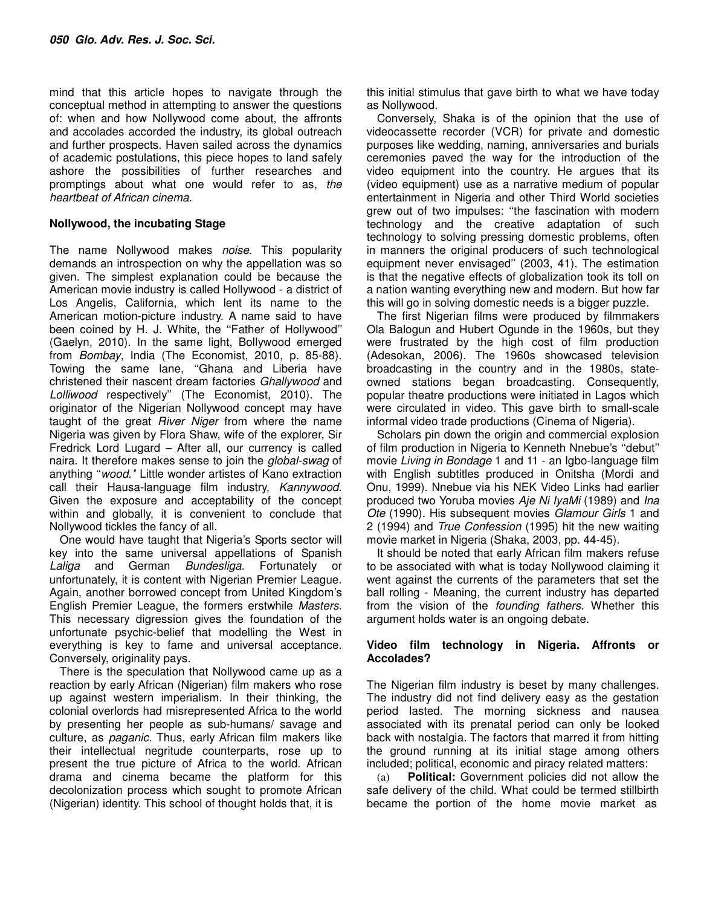mind that this article hopes to navigate through the conceptual method in attempting to answer the questions of: when and how Nollywood come about, the affronts and accolades accorded the industry, its global outreach and further prospects. Haven sailed across the dynamics of academic postulations, this piece hopes to land safely ashore the possibilities of further researches and promptings about what one would refer to as, *the heartbeat of African cinema*.

## Nollywood, the incubating Stage

The name Nollywood makes *noise*. This popularity demands an introspection on why the appellation was so given. The simplest explanation could be because the American movie industry is called Hollywood - a district of Los Angelis, California, which lent its name to the American motion-picture industry. A name said to have been coined by H. J. White, the "Father of Hollywood" (Gaelyn, 2010). In the same light, Bollywood emerged from *Bombay*, India (The Economist, 2010, p. 85-88). Towing the same lane, "Ghana and Liberia have christened their nascent dream factories *Ghallywood* and *Lolliwood* respectively" (The Economist, 2010). The originator of the Nigerian Nollywood concept may have taught of the great *River Niger* from where the name Nigeria was given by Flora Shaw, wife of the explorer, Sir Fredrick Lord Lugard – After all, our currency is called naira. It therefore makes sense to join the *global-swag* of anything "*wood.*" Little wonder artistes of Kano extraction call their Hausa-language film industry, *Kannywood*. Given the exposure and acceptability of the concept within and globally, it is convenient to conclude that Nollywood tickles the fancy of all.

One would have taught that Nigeria's Sports sector will key into the same universal appellations of Spanish *Laliga* and German *Bundesliga*. Fortunately or unfortunately, it is content with Nigerian Premier League. Again, another borrowed concept from United Kingdom's English Premier League, the formers erstwhile *Masters*. This necessary digression gives the foundation of the unfortunate psychic-belief that modelling the West in everything is key to fame and universal acceptance. Conversely, originality pays.

There is the speculation that Nollywood came up as a reaction by early African (Nigerian) film makers who rose up against western imperialism. In their thinking, the colonial overlords had misrepresented Africa to the world by presenting her people as sub-humans/ savage and culture, as *paganic*. Thus, early African film makers like their intellectual negritude counterparts, rose up to present the true picture of Africa to the world. African drama and cinema became the platform for this decolonization process which sought to promote African (Nigerian) identity. This school of thought holds that, it is this initial stimulus that gave birth to what we have today as Nollywood.

Conversely, Shaka is of the opinion that the use of videocassette recorder (VCR) for private and domestic purposes like wedding, naming, anniversaries and burials ceremonies paved the way for the introduction of the video equipment into the country. He argues that its (video equipment) use as a narrative medium of popular entertainment in Nigeria and other Third World societies grew out of two impulses: "the fascination with modern technology and the creative adaptation of such technology to solving pressing domestic problems, often in manners the original producers of such technological equipment never envisaged" (2003, 41). The estimation is that the negative effects of globalization took its toll on a nation wanting everything new and modern. But how far this will go in solving domestic needs is a bigger puzzle.

The first Nigerian films were produced by filmmakers Ola Balogun and Hubert Ogunde in the 1960s, but they were frustrated by the high cost of film production (Adesokan, 2006). The 1960s showcased television broadcasting in the country and in the 1980s, state-owned stations began broadcasting. Consequently, popular theatre productions were initiated in Lagos which were circulated in video. This gave birth to small-scale informal video trade productions (Cinema of Nigeria).

Scholars pin down the origin and commercial explosion of film production in Nigeria to Kenneth Nnebue's "debut" movie *Living in Bondage* 1 and 11 - an Igbo-language film with English subtitles produced in Onitsha (Mordi and Onu, 1999). Nnebue via his NEK Video Links had earlier produced two Yoruba movies *Aje Ni IyaMi* (1989) and *Ina Ote* (1990). His subsequent movies *Glamour Girls* 1 and 2 (1994) and *True Confession* (1995) hit the new waiting movie market in Nigeria (Shaka, 2003, pp. 44-45).

It should be noted that early African film makers refuse to be associated with what is today Nollywood claiming it went against the currents of the parameters that set the ball rolling - Meaning, the current industry has departed from the vision of the *founding fathers*. Whether this argument holds water is an ongoing debate.

## Video film technology in Nigeria. Affronts or Accolades?

The Nigerian film industry is beset by many challenges. The industry did not find delivery easy as the gestation period lasted. The morning sickness and nausea associated with its prenatal period can only be looked back with nostalgia. The factors that marred it from hitting the ground running at its initial stage among others included; political, economic and piracy related matters:

(a) **Political:** Government policies did not allow the safe delivery of the child. What could be termed stillbirth became the portion of the home movie market as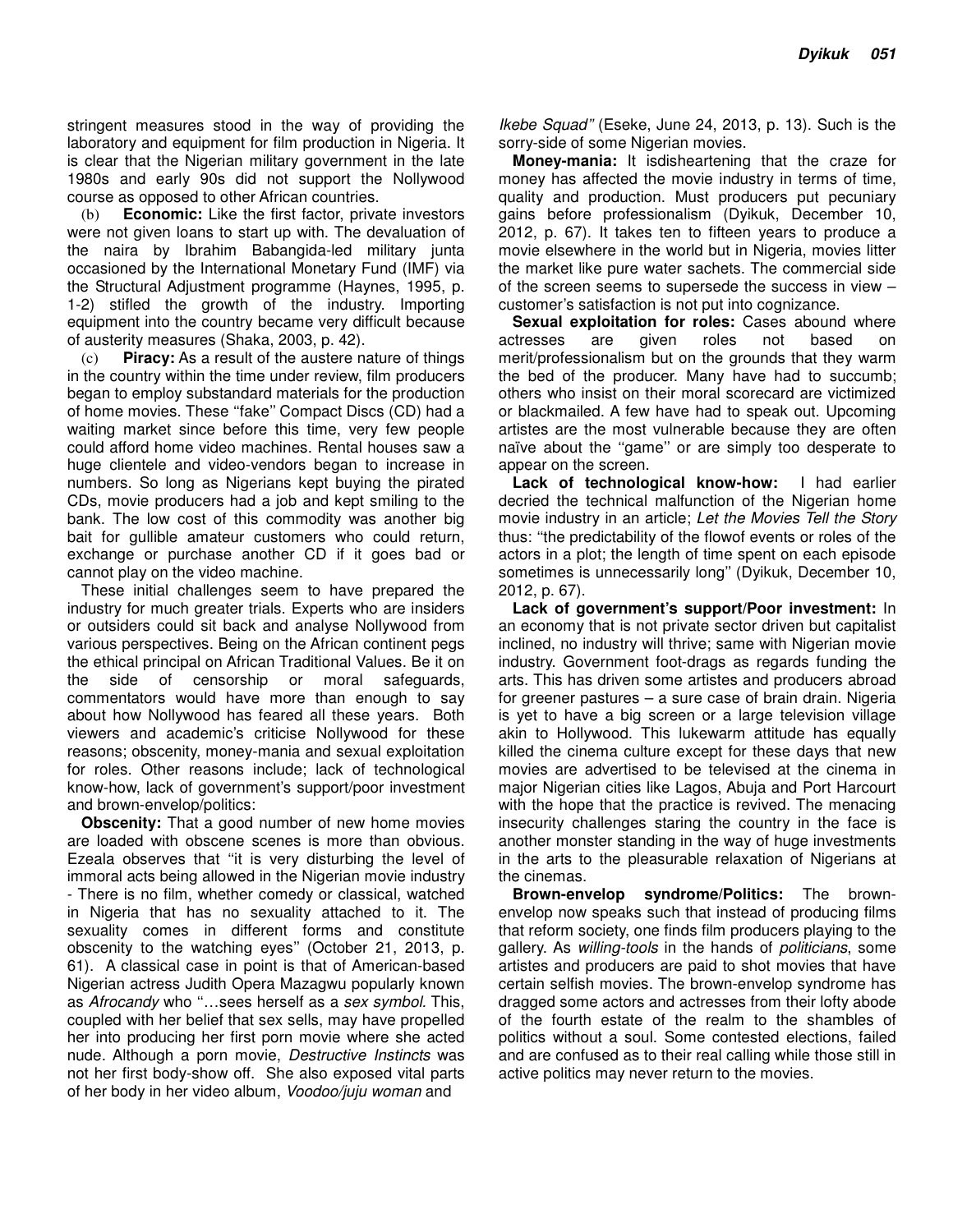stringent measures stood in the way of providing the laboratory and equipment for film production in Nigeria. It is clear that the Nigerian military government in the late 1980s and early 90s did not support the Nollywood course as opposed to other African countries.

(b) **Economic:** Like the first factor, private investors were not given loans to start up with. The devaluation of the naira by Ibrahim Babangida-led military junta occasioned by the International Monetary Fund (IMF) via the Structural Adjustment programme (Haynes, 1995, p. 1-2) stifled the growth of the industry. Importing equipment into the country became very difficult because of austerity measures (Shaka, 2003, p. 42).

(c) **Piracy:** As a result of the austere nature of things in the country within the time under review, film producers began to employ substandard materials for the production of home movies. These ''fake'' Compact Discs (CD) had a waiting market since before this time, very few people could afford home video machines. Rental houses saw a huge clientele and video-vendors began to increase in numbers. So long as Nigerians kept buying the pirated CDs, movie producers had a job and kept smiling to the bank. The low cost of this commodity was another big bait for gullible amateur customers who could return, exchange or purchase another CD if it goes bad or cannot play on the video machine.

These initial challenges seem to have prepared the industry for much greater trials. Experts who are insiders or outsiders could sit back and analyse Nollywood from various perspectives. Being on the African continent pegs the ethical principal on African Traditional Values. Be it on the side of censorship or moral safeguards, commentators would have more than enough to say about how Nollywood has feared all these years. Both viewers and academic's criticise Nollywood for these reasons; obscenity, money-mania and sexual exploitation for roles. Other reasons include; lack of technological know-how, lack of government's support/poor investment and brown-envelop/politics:

**Obscenity:** That a good number of new home movies are loaded with obscene scenes is more than obvious. Ezeala observes that "it is very disturbing the level of immoral acts being allowed in the Nigerian movie industry - There is no film, whether comedy or classical, watched in Nigeria that has no sexuality attached to it. The sexuality comes in different forms and constitute obscenity to the watching eyes'' (October 21, 2013, p. 61). A classical case in point is that of American-based Nigerian actress Judith Opera Mazagwu popularly known as *Afrocandy* who ''…sees herself as a *sex symbol*. This, coupled with her belief that sex sells, may have propelled her into producing her first porn movie where she acted nude. Although a porn movie, *Destructive Instincts* was not her first body-show off. She also exposed vital parts of her body in her video album, *Voodoo/juju woman* and *Ikebe Squad''* (Eseke, June 24, 2013, p. 13). Such is the sorry-side of some Nigerian movies.

**Money-mania:** It isdisheartening that the craze for money has affected the movie industry in terms of time, quality and production. Must producers put pecuniary gains before professionalism (Dyikuk, December 10, 2012, p. 67). It takes ten to fifteen years to produce a movie elsewhere in the world but in Nigeria, movies litter the market like pure water sachets. The commercial side of the screen seems to supersede the success in view – customer's satisfaction is not put into cognizance.

**Sexual exploitation for roles:** Cases abound where actresses are given roles not based on merit/professionalism but on the grounds that they warm the bed of the producer. Many have had to succumb; others who insist on their moral scorecard are victimized or blackmailed. A few have had to speak out. Upcoming artistes are the most vulnerable because they are often naïve about the ''game'' or are simply too desperate to appear on the screen.

**Lack of technological know-how:** I had earlier decried the technical malfunction of the Nigerian home movie industry in an article; *Let the Movies Tell the Story* thus: "the predictability of the flowof events or roles of the actors in a plot; the length of time spent on each episode sometimes is unnecessarily long'' (Dyikuk, December 10, 2012, p. 67).

**Lack of government's support/Poor investment:** In an economy that is not private sector driven but capitalist inclined, no industry will thrive; same with Nigerian movie industry. Government foot-drags as regards funding the arts. This has driven some artistes and producers abroad for greener pastures – a sure case of brain drain. Nigeria is yet to have a big screen or a large television village akin to Hollywood. This lukewarm attitude has equally killed the cinema culture except for these days that new movies are advertised to be televised at the cinema in major Nigerian cities like Lagos, Abuja and Port Harcourt with the hope that the practice is revived. The menacing insecurity challenges staring the country in the face is another monster standing in the way of huge investments in the arts to the pleasurable relaxation of Nigerians at the cinemas.

**Brown-envelop syndrome/Politics:** The brown-envelop now speaks such that instead of producing films that reform society, one finds film producers playing to the gallery. As *willing-tools* in the hands of *politicians*, some artistes and producers are paid to shot movies that have certain selfish movies. The brown-envelop syndrome has dragged some actors and actresses from their lofty abode of the fourth estate of the realm to the shambles of politics without a soul. Some contested elections, failed and are confused as to their real calling while those still in active politics may never return to the movies.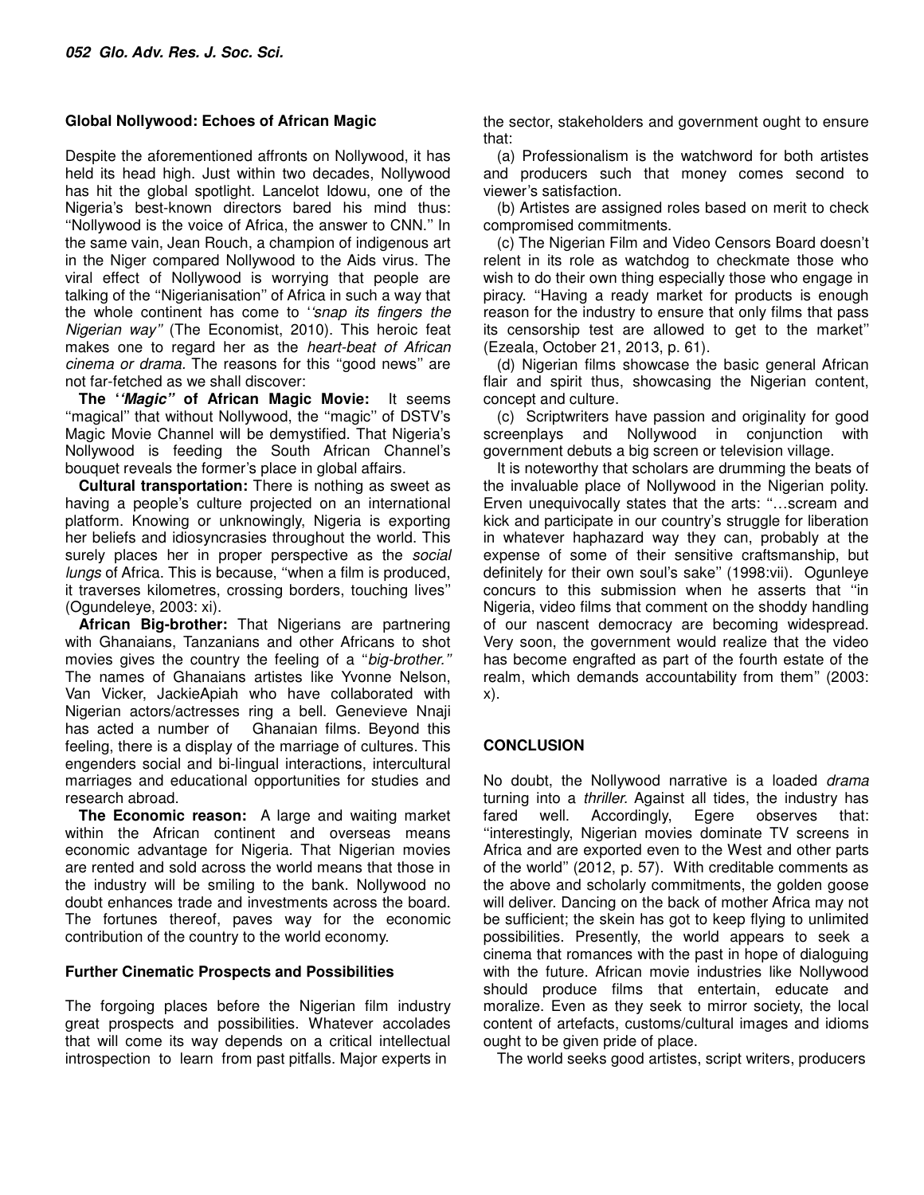**Global Nollywood: Echoes of African Magic**

Despite the aforementioned affronts on Nollywood, it has held its head high. Just within two decades, Nollywood has hit the global spotlight. Lancelot Idowu, one of the Nigeria's best-known directors bared his mind thus: "Nollywood is the voice of Africa, the answer to CNN." In the same vain, Jean Rouch, a champion of indigenous art in the Niger compared Nollywood to the Aids virus. The viral effect of Nollywood is worrying that people are talking of the "Nigerianisation" of Africa in such a way that the whole continent has come to '*'snap its fingers the Nigerian way"* (The Economist, 2010). This heroic feat makes one to regard her as the *heart-beat of African cinema or drama.* The reasons for this "good news" are not far-fetched as we shall discover:

**The '*'Magic"* of African Magic Movie:** It seems "magical" that without Nollywood, the "magic" of DSTV's Magic Movie Channel will be demystified. That Nigeria's Nollywood is feeding the South African Channel's bouquet reveals the former's place in global affairs.

**Cultural transportation:** There is nothing as sweet as having a people's culture projected on an international platform. Knowing or unknowingly, Nigeria is exporting her beliefs and idiosyncrasies throughout the world. This surely places her in proper perspective as the *social lungs* of Africa. This is because, "when a film is produced, it traverses kilometres, crossing borders, touching lives" (Ogundeleye, 2003: xi).

**African Big-brother:** That Nigerians are partnering with Ghanaians, Tanzanians and other Africans to shot movies gives the country the feeling of a "*big-brother."* The names of Ghanaians artistes like Yvonne Nelson, Van Vicker, JackieApiah who have collaborated with Nigerian actors/actresses ring a bell. Genevieve Nnaji has acted a number of Ghanaian films. Beyond this feeling, there is a display of the marriage of cultures. This engenders social and bi-lingual interactions, intercultural marriages and educational opportunities for studies and research abroad.

**The Economic reason:** A large and waiting market within the African continent and overseas means economic advantage for Nigeria. That Nigerian movies are rented and sold across the world means that those in the industry will be smiling to the bank. Nollywood no doubt enhances trade and investments across the board. The fortunes thereof, paves way for the economic contribution of the country to the world economy.

**Further Cinematic Prospects and Possibilities**

The forgoing places before the Nigerian film industry great prospects and possibilities. Whatever accolades that will come its way depends on a critical intellectual introspection to learn from past pitfalls. Major experts in the sector, stakeholders and government ought to ensure that:

(a) Professionalism is the watchword for both artistes and producers such that money comes second to viewer's satisfaction.

(b) Artistes are assigned roles based on merit to check compromised commitments.

(c) The Nigerian Film and Video Censors Board doesn't relent in its role as watchdog to checkmate those who wish to do their own thing especially those who engage in piracy. "Having a ready market for products is enough reason for the industry to ensure that only films that pass its censorship test are allowed to get to the market" (Ezeala, October 21, 2013, p. 61).

(d) Nigerian films showcase the basic general African flair and spirit thus, showcasing the Nigerian content, concept and culture.

(c) Scriptwriters have passion and originality for good screenplays and Nollywood in conjunction with government debuts a big screen or television village.

It is noteworthy that scholars are drumming the beats of the invaluable place of Nollywood in the Nigerian polity. Erven unequivocally states that the arts: "…scream and kick and participate in our country's struggle for liberation in whatever haphazard way they can, probably at the expense of some of their sensitive craftsmanship, but definitely for their own soul's sake" (1998:vii). Ogunleye concurs to this submission when he asserts that "in Nigeria, video films that comment on the shoddy handling of our nascent democracy are becoming widespread. Very soon, the government would realize that the video has become engrafted as part of the fourth estate of the realm, which demands accountability from them" (2003: x).

## CONCLUSION

No doubt, the Nollywood narrative is a loaded *drama* turning into a *thriller.* Against all tides, the industry has fared well. Accordingly, Egere observes that: "interestingly, Nigerian movies dominate TV screens in Africa and are exported even to the West and other parts of the world" (2012, p. 57). With creditable comments as the above and scholarly commitments, the golden goose will deliver. Dancing on the back of mother Africa may not be sufficient; the skein has got to keep flying to unlimited possibilities. Presently, the world appears to seek a cinema that romances with the past in hope of dialoguing with the future. African movie industries like Nollywood should produce films that entertain, educate and moralize. Even as they seek to mirror society, the local content of artefacts, customs/cultural images and idioms ought to be given pride of place.

The world seeks good artistes, script writers, producers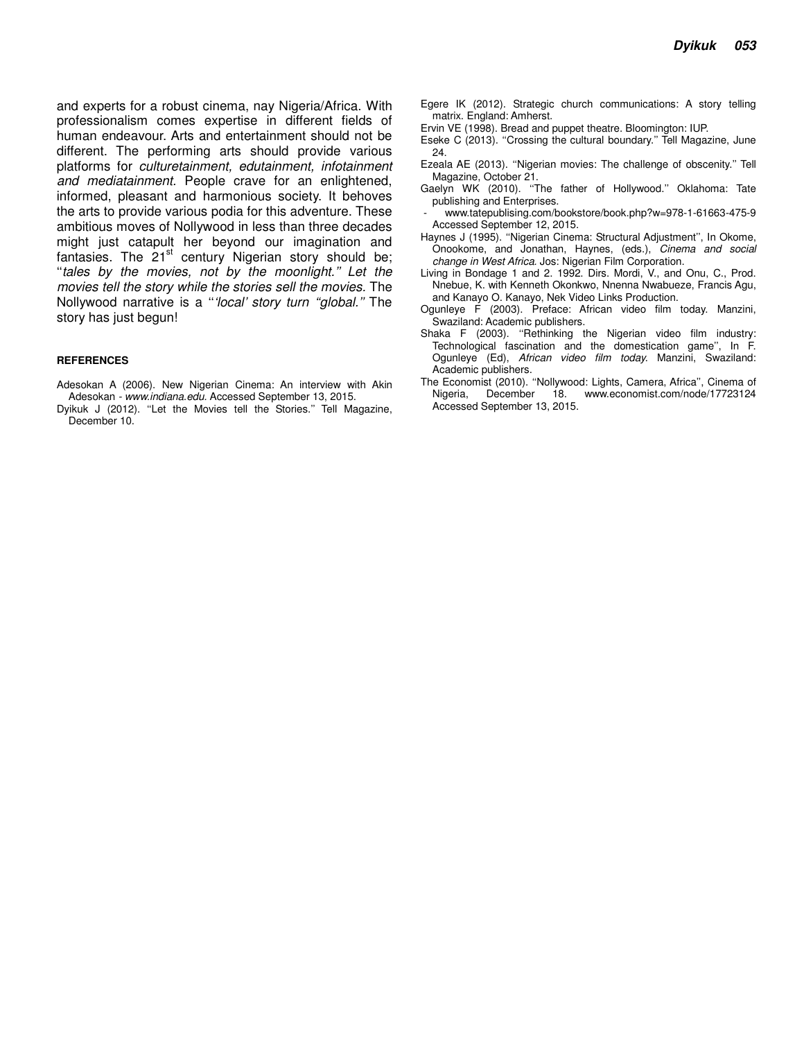and experts for a robust cinema, nay Nigeria/Africa. With professionalism comes expertise in different fields of human endeavour. Arts and entertainment should not be different. The performing arts should provide various platforms for *culturetainment, edutainment, infotainment and mediatainment.* People crave for an enlightened, informed, pleasant and harmonious society. It behoves the arts to provide various podia for this adventure. These ambitious moves of Nollywood in less than three decades might just catapult her beyond our imagination and fantasies. The 21st century Nigerian story should be; "*tales by the movies, not by the moonlight." Let the movies tell the story while the stories sell the movies.* The Nollywood narrative is a "*'local' story turn "global."* The story has just begun!

#### REFERENCES

Adesokan A (2006). New Nigerian Cinema: An interview with Akin Adesokan - *www.indiana.edu.* Accessed September 13, 2015.

Dyikuk J (2012). "Let the Movies tell the Stories." Tell Magazine, December 10.

Egere IK (2012). Strategic church communications: A story telling matrix. England: Amherst.

Ervin VE (1998). Bread and puppet theatre. Bloomington: IUP.

Eseke C (2013). "Crossing the cultural boundary." Tell Magazine, June 24.

Ezeala AE (2013). "Nigerian movies: The challenge of obscenity." Tell Magazine, October 21.

Gaelyn WK (2010). "The father of Hollywood." Oklahoma: Tate publishing and Enterprises.

- www.tatepublising.com/bookstore/book.php?w=978-1-61663-475-9 Accessed September 12, 2015.

Haynes J (1995). "Nigerian Cinema: Structural Adjustment", In Okome, Onookome, and Jonathan, Haynes, (eds.), *Cinema and social change in West Africa*. Jos: Nigerian Film Corporation.

Living in Bondage 1 and 2. 1992. Dirs. Mordi, V., and Onu, C., Prod. Nnebue, K. with Kenneth Okonkwo, Nnenna Nwabueze, Francis Agu, and Kanayo O. Kanayo, Nek Video Links Production.

Ogunleye F (2003). Preface: African video film today. Manzini, Swaziland: Academic publishers.

Shaka F (2003). "Rethinking the Nigerian video film industry: Technological fascination and the domestication game", In F. Ogunleye (Ed), *African video film today*. Manzini, Swaziland: Academic publishers.

The Economist (2010). "Nollywood: Lights, Camera, Africa", Cinema of Nigeria, December 18. www.economist.com/node/17723124 Accessed September 13, 2015.